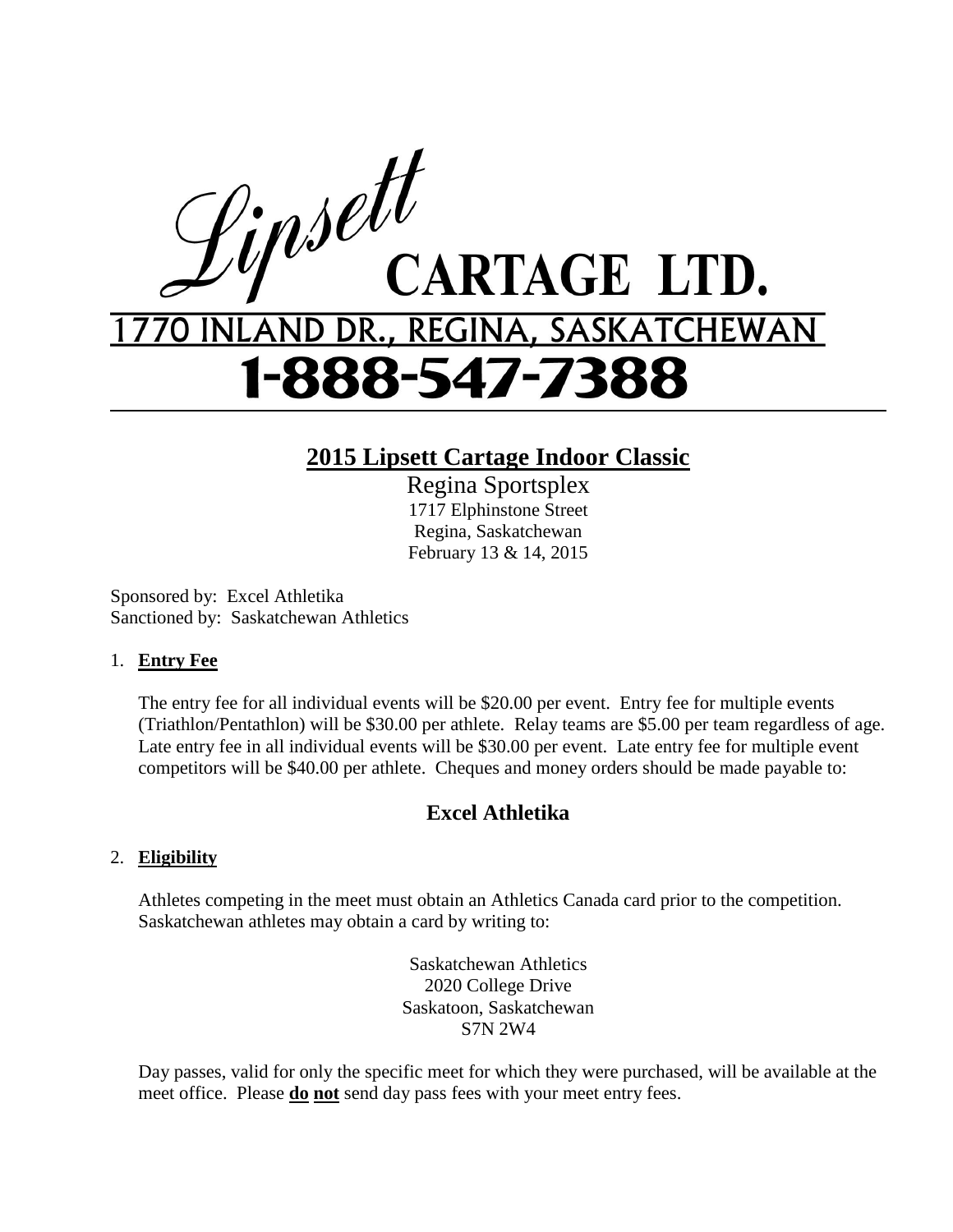# Lipsett CARTAGE LTD.

1770 INLAND DR., REGINA, SASKATCHEWAN

1-888-547-7388

## 2015 Lipsett Cartage Indoor Classic

Regina Sportsplex
1717 Elphinstone Street
Regina, Saskatchewan
February 13 & 14, 2015

Sponsored by: Excel Athletika
Sanctioned by: Saskatchewan Athletics

1. **Entry Fee**

   The entry fee for all individual events will be $20.00 per event. Entry fee for multiple events (Triathlon/Pentathlon) will be $30.00 per athlete. Relay teams are $5.00 per team regardless of age. Late entry fee in all individual events will be $30.00 per event. Late entry fee for multiple event competitors will be $40.00 per athlete. Cheques and money orders should be made payable to:

   **Excel Athletika**

2. **Eligibility**

   Athletes competing in the meet must obtain an Athletics Canada card prior to the competition. Saskatchewan athletes may obtain a card by writing to:

   Saskatchewan Athletics
   2020 College Drive
   Saskatoon, Saskatchewan
   S7N 2W4

   Day passes, valid for only the specific meet for which they were purchased, will be available at the meet office. Please **do not** send day pass fees with your meet entry fees.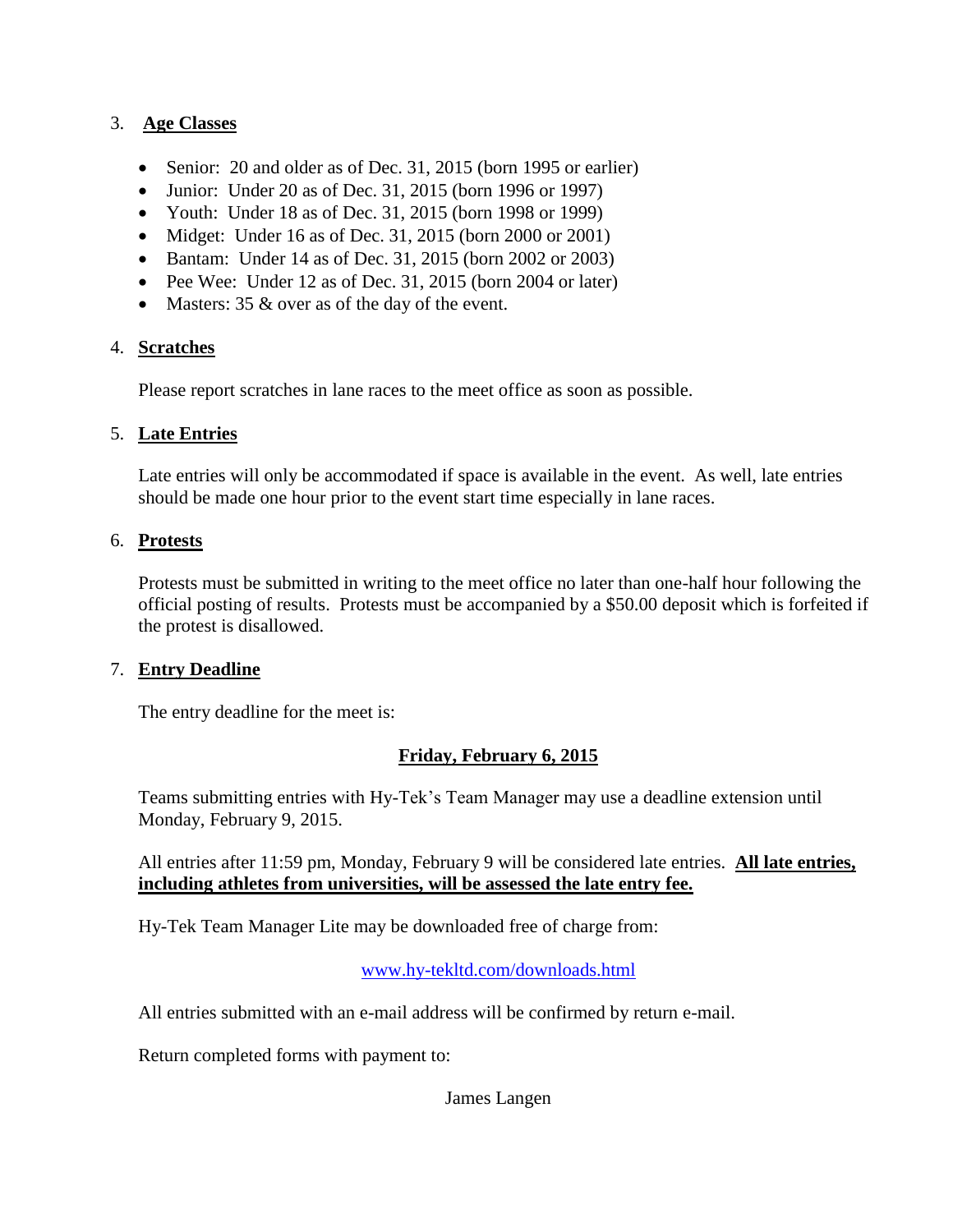3. **Age Classes**

- Senior: 20 and older as of Dec. 31, 2015 (born 1995 or earlier)
- Junior: Under 20 as of Dec. 31, 2015 (born 1996 or 1997)
- Youth: Under 18 as of Dec. 31, 2015 (born 1998 or 1999)
- Midget: Under 16 as of Dec. 31, 2015 (born 2000 or 2001)
- Bantam: Under 14 as of Dec. 31, 2015 (born 2002 or 2003)
- Pee Wee: Under 12 as of Dec. 31, 2015 (born 2004 or later)
- Masters: 35 & over as of the day of the event.

4. **Scratches**

Please report scratches in lane races to the meet office as soon as possible.

5. **Late Entries**

Late entries will only be accommodated if space is available in the event. As well, late entries should be made one hour prior to the event start time especially in lane races.

6. **Protests**

Protests must be submitted in writing to the meet office no later than one-half hour following the official posting of results. Protests must be accompanied by a $50.00 deposit which is forfeited if the protest is disallowed.

7. **Entry Deadline**

The entry deadline for the meet is:

**Friday, February 6, 2015**

Teams submitting entries with Hy-Tek's Team Manager may use a deadline extension until Monday, February 9, 2015.

All entries after 11:59 pm, Monday, February 9 will be considered late entries. **All late entries, including athletes from universities, will be assessed the late entry fee.**

Hy-Tek Team Manager Lite may be downloaded free of charge from:

www.hy-tekltd.com/downloads.html

All entries submitted with an e-mail address will be confirmed by return e-mail.

Return completed forms with payment to:

James Langen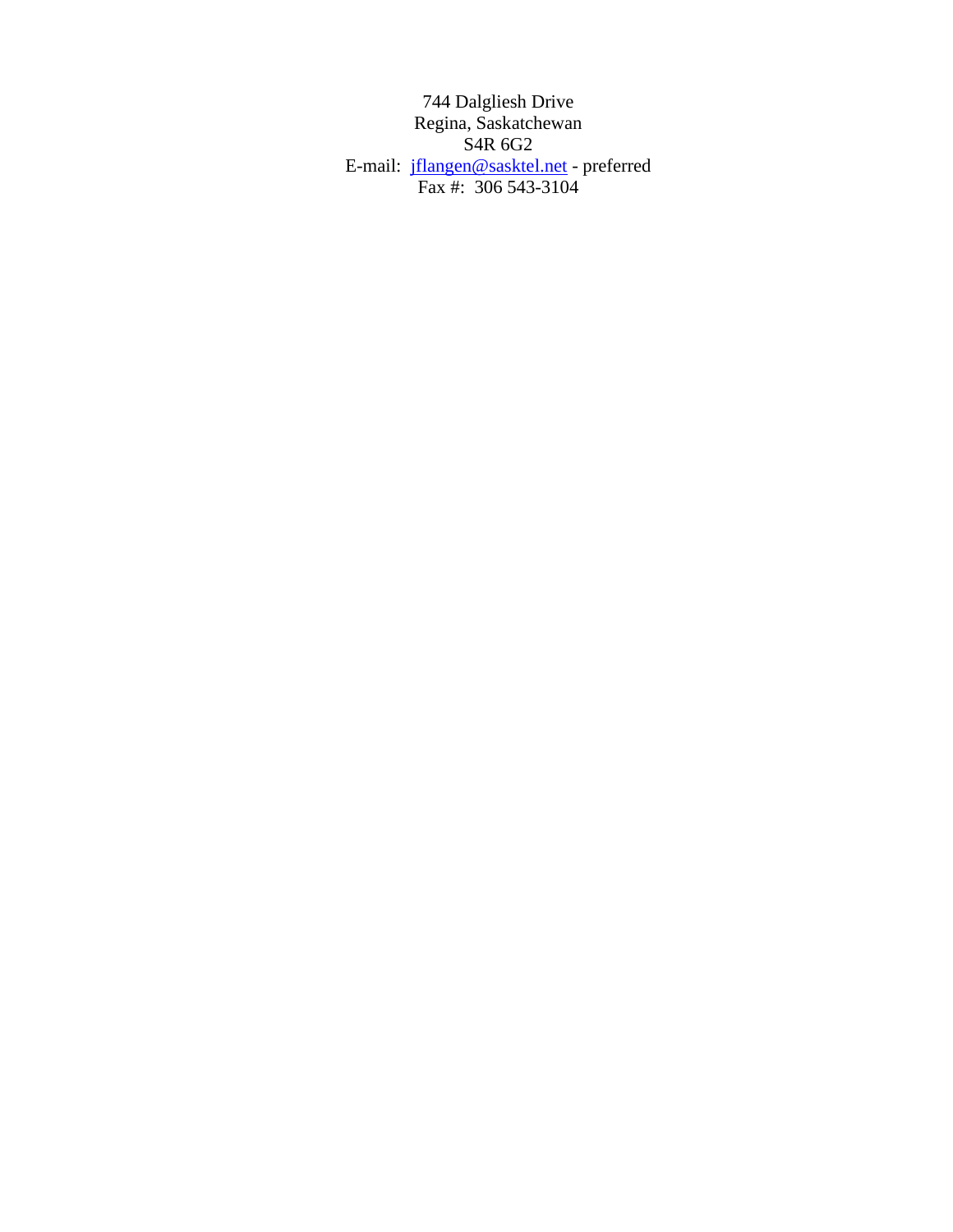744 Dalgliesh Drive
Regina, Saskatchewan
S4R 6G2
E-mail: jflangen@sasktel.net - preferred
Fax #: 306 543-3104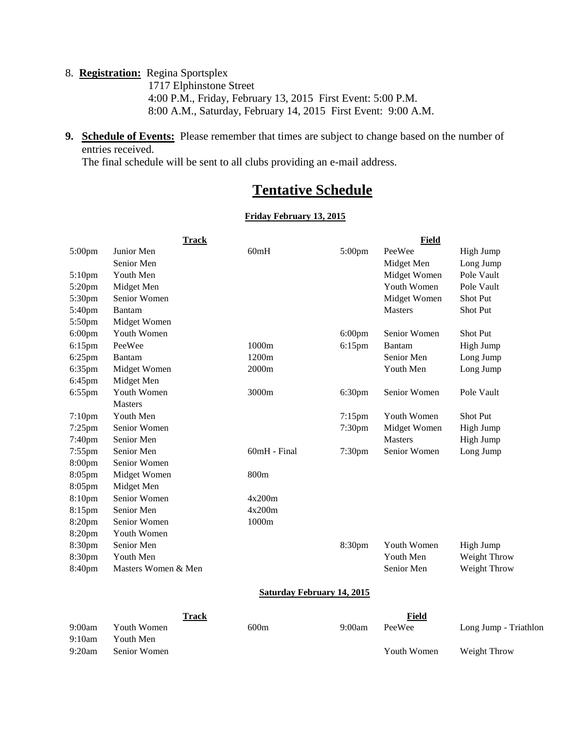8. **Registration:** Regina Sportsplex
   1717 Elphinstone Street
   4:00 P.M., Friday, February 13, 2015 First Event: 5:00 P.M.
   8:00 A.M., Saturday, February 14, 2015 First Event: 9:00 A.M.

9. **Schedule of Events:** Please remember that times are subject to change based on the number of entries received.
   The final schedule will be sent to all clubs providing an e-mail address.

# Tentative Schedule

**Friday February 13, 2015**

| Track | | | Field | | |
|---|---|---|---|---|---|
| 5:00pm | Junior Men | 60mH | 5:00pm | PeeWee | High Jump |
| | Senior Men | | | Midget Men | Long Jump |
| 5:10pm | Youth Men | | | Midget Women | Pole Vault |
| 5:20pm | Midget Men | | | Youth Women | Pole Vault |
| 5:30pm | Senior Women | | | Midget Women | Shot Put |
| 5:40pm | Bantam | | | Masters | Shot Put |
| 5:50pm | Midget Women | | | | |
| 6:00pm | Youth Women | | 6:00pm | Senior Women | Shot Put |
| 6:15pm | PeeWee | 1000m | 6:15pm | Bantam | High Jump |
| 6:25pm | Bantam | 1200m | | Senior Men | Long Jump |
| 6:35pm | Midget Women | 2000m | | Youth Men | Long Jump |
| 6:45pm | Midget Men | | | | |
| 6:55pm | Youth Women | 3000m | 6:30pm | Senior Women | Pole Vault |
| | Masters | | | | |
| 7:10pm | Youth Men | | 7:15pm | Youth Women | Shot Put |
| 7:25pm | Senior Women | | 7:30pm | Midget Women | High Jump |
| 7:40pm | Senior Men | | | Masters | High Jump |
| 7:55pm | Senior Men | 60mH - Final | 7:30pm | Senior Women | Long Jump |
| 8:00pm | Senior Women | | | | |
| 8:05pm | Midget Women | 800m | | | |
| 8:05pm | Midget Men | | | | |
| 8:10pm | Senior Women | 4x200m | | | |
| 8:15pm | Senior Men | 4x200m | | | |
| 8:20pm | Senior Women | 1000m | | | |
| 8:20pm | Youth Women | | | | |
| 8:30pm | Senior Men | | 8:30pm | Youth Women | High Jump |
| 8:30pm | Youth Men | | | Youth Men | Weight Throw |
| 8:40pm | Masters Women & Men | | | Senior Men | Weight Throw |

**Saturday February 14, 2015**

| Track | | | Field | | |
|---|---|---|---|---|---|
| 9:00am | Youth Women | 600m | 9:00am | PeeWee | Long Jump - Triathlon |
| 9:10am | Youth Men | | | | |
| 9:20am | Senior Women | | | Youth Women | Weight Throw |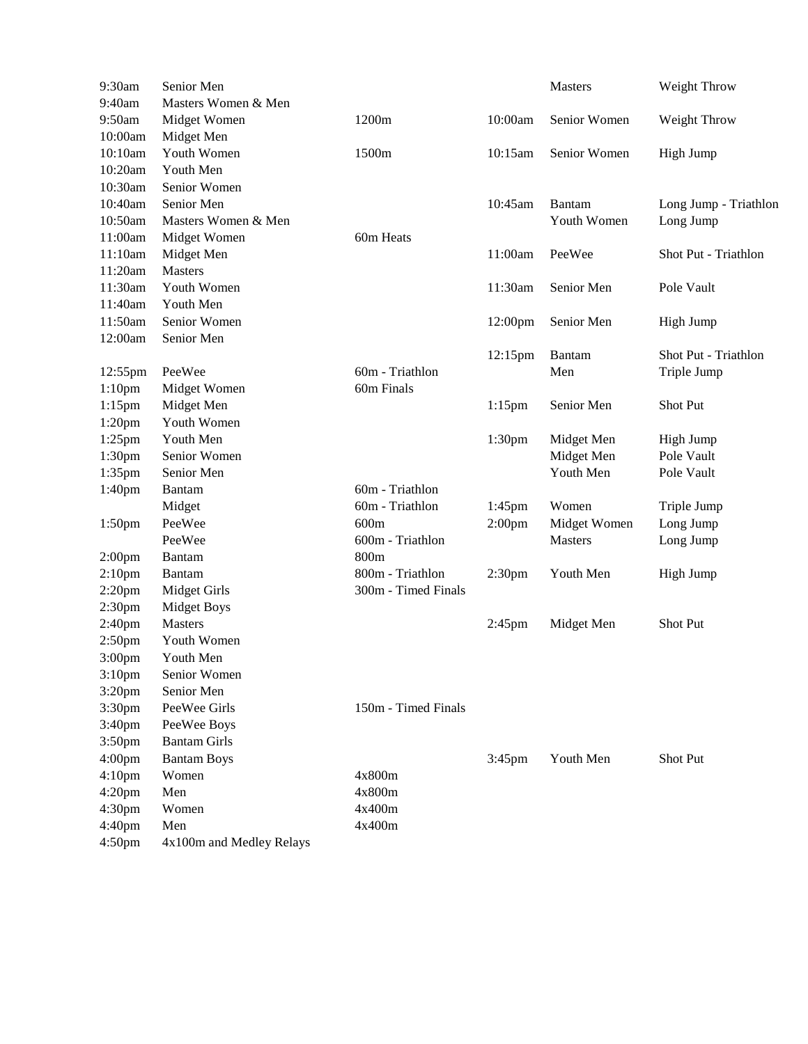| | | | | | |
|---|---|---|---|---|---|
| 9:30am | Senior Men | | | Masters | Weight Throw |
| 9:40am | Masters Women & Men | | | | |
| 9:50am | Midget Women | 1200m | 10:00am | Senior Women | Weight Throw |
| 10:00am | Midget Men | | | | |
| 10:10am | Youth Women | 1500m | 10:15am | Senior Women | High Jump |
| 10:20am | Youth Men | | | | |
| 10:30am | Senior Women | | | | |
| 10:40am | Senior Men | | 10:45am | Bantam | Long Jump - Triathlon |
| 10:50am | Masters Women & Men | | | Youth Women | Long Jump |
| 11:00am | Midget Women | 60m Heats | | | |
| 11:10am | Midget Men | | 11:00am | PeeWee | Shot Put - Triathlon |
| 11:20am | Masters | | | | |
| 11:30am | Youth Women | | 11:30am | Senior Men | Pole Vault |
| 11:40am | Youth Men | | | | |
| 11:50am | Senior Women | | 12:00pm | Senior Men | High Jump |
| 12:00am | Senior Men | | | | |
| | | | 12:15pm | Bantam | Shot Put - Triathlon |
| 12:55pm | PeeWee | 60m - Triathlon | | Men | Triple Jump |
| 1:10pm | Midget Women | 60m Finals | | | |
| 1:15pm | Midget Men | | 1:15pm | Senior Men | Shot Put |
| 1:20pm | Youth Women | | | | |
| 1:25pm | Youth Men | | 1:30pm | Midget Men | High Jump |
| 1:30pm | Senior Women | | | Midget Men | Pole Vault |
| 1:35pm | Senior Men | | | Youth Men | Pole Vault |
| 1:40pm | Bantam | 60m - Triathlon | | | |
| | Midget | 60m - Triathlon | 1:45pm | Women | Triple Jump |
| 1:50pm | PeeWee | 600m | 2:00pm | Midget Women | Long Jump |
| | PeeWee | 600m - Triathlon | | Masters | Long Jump |
| 2:00pm | Bantam | 800m | | | |
| 2:10pm | Bantam | 800m - Triathlon | 2:30pm | Youth Men | High Jump |
| 2:20pm | Midget Girls | 300m - Timed Finals | | | |
| 2:30pm | Midget Boys | | | | |
| 2:40pm | Masters | | 2:45pm | Midget Men | Shot Put |
| 2:50pm | Youth Women | | | | |
| 3:00pm | Youth Men | | | | |
| 3:10pm | Senior Women | | | | |
| 3:20pm | Senior Men | | | | |
| 3:30pm | PeeWee Girls | 150m - Timed Finals | | | |
| 3:40pm | PeeWee Boys | | | | |
| 3:50pm | Bantam Girls | | | | |
| 4:00pm | Bantam Boys | | 3:45pm | Youth Men | Shot Put |
| 4:10pm | Women | 4x800m | | | |
| 4:20pm | Men | 4x800m | | | |
| 4:30pm | Women | 4x400m | | | |
| 4:40pm | Men | 4x400m | | | |
| 4:50pm | 4x100m and Medley Relays | | | | |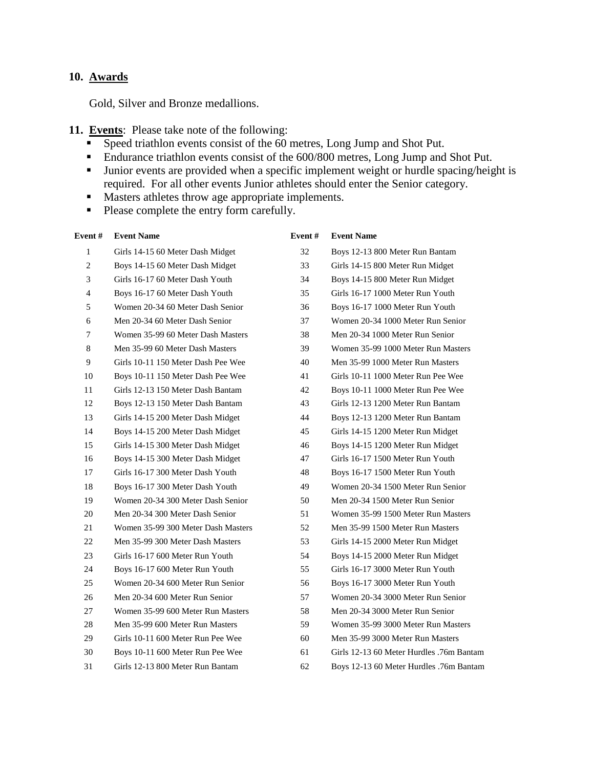## 10. Awards

Gold, Silver and Bronze medallions.

## 11. Events: Please take note of the following:

- Speed triathlon events consist of the 60 metres, Long Jump and Shot Put.
- Endurance triathlon events consist of the 600/800 metres, Long Jump and Shot Put.
- Junior events are provided when a specific implement weight or hurdle spacing/height is required. For all other events Junior athletes should enter the Senior category.
- Masters athletes throw age appropriate implements.
- Please complete the entry form carefully.

| Event # | Event Name | Event # | Event Name |
|---|---|---|---|
| 1 | Girls 14-15 60 Meter Dash Midget | 32 | Boys 12-13 800 Meter Run Bantam |
| 2 | Boys 14-15 60 Meter Dash Midget | 33 | Girls 14-15 800 Meter Run Midget |
| 3 | Girls 16-17 60 Meter Dash Youth | 34 | Boys 14-15 800 Meter Run Midget |
| 4 | Boys 16-17 60 Meter Dash Youth | 35 | Girls 16-17 1000 Meter Run Youth |
| 5 | Women 20-34 60 Meter Dash Senior | 36 | Boys 16-17 1000 Meter Run Youth |
| 6 | Men 20-34 60 Meter Dash Senior | 37 | Women 20-34 1000 Meter Run Senior |
| 7 | Women 35-99 60 Meter Dash Masters | 38 | Men 20-34 1000 Meter Run Senior |
| 8 | Men 35-99 60 Meter Dash Masters | 39 | Women 35-99 1000 Meter Run Masters |
| 9 | Girls 10-11 150 Meter Dash Pee Wee | 40 | Men 35-99 1000 Meter Run Masters |
| 10 | Boys 10-11 150 Meter Dash Pee Wee | 41 | Girls 10-11 1000 Meter Run Pee Wee |
| 11 | Girls 12-13 150 Meter Dash Bantam | 42 | Boys 10-11 1000 Meter Run Pee Wee |
| 12 | Boys 12-13 150 Meter Dash Bantam | 43 | Girls 12-13 1200 Meter Run Bantam |
| 13 | Girls 14-15 200 Meter Dash Midget | 44 | Boys 12-13 1200 Meter Run Bantam |
| 14 | Boys 14-15 200 Meter Dash Midget | 45 | Girls 14-15 1200 Meter Run Midget |
| 15 | Girls 14-15 300 Meter Dash Midget | 46 | Boys 14-15 1200 Meter Run Midget |
| 16 | Boys 14-15 300 Meter Dash Midget | 47 | Girls 16-17 1500 Meter Run Youth |
| 17 | Girls 16-17 300 Meter Dash Youth | 48 | Boys 16-17 1500 Meter Run Youth |
| 18 | Boys 16-17 300 Meter Dash Youth | 49 | Women 20-34 1500 Meter Run Senior |
| 19 | Women 20-34 300 Meter Dash Senior | 50 | Men 20-34 1500 Meter Run Senior |
| 20 | Men 20-34 300 Meter Dash Senior | 51 | Women 35-99 1500 Meter Run Masters |
| 21 | Women 35-99 300 Meter Dash Masters | 52 | Men 35-99 1500 Meter Run Masters |
| 22 | Men 35-99 300 Meter Dash Masters | 53 | Girls 14-15 2000 Meter Run Midget |
| 23 | Girls 16-17 600 Meter Run Youth | 54 | Boys 14-15 2000 Meter Run Midget |
| 24 | Boys 16-17 600 Meter Run Youth | 55 | Girls 16-17 3000 Meter Run Youth |
| 25 | Women 20-34 600 Meter Run Senior | 56 | Boys 16-17 3000 Meter Run Youth |
| 26 | Men 20-34 600 Meter Run Senior | 57 | Women 20-34 3000 Meter Run Senior |
| 27 | Women 35-99 600 Meter Run Masters | 58 | Men 20-34 3000 Meter Run Senior |
| 28 | Men 35-99 600 Meter Run Masters | 59 | Women 35-99 3000 Meter Run Masters |
| 29 | Girls 10-11 600 Meter Run Pee Wee | 60 | Men 35-99 3000 Meter Run Masters |
| 30 | Boys 10-11 600 Meter Run Pee Wee | 61 | Girls 12-13 60 Meter Hurdles .76m Bantam |
| 31 | Girls 12-13 800 Meter Run Bantam | 62 | Boys 12-13 60 Meter Hurdles .76m Bantam |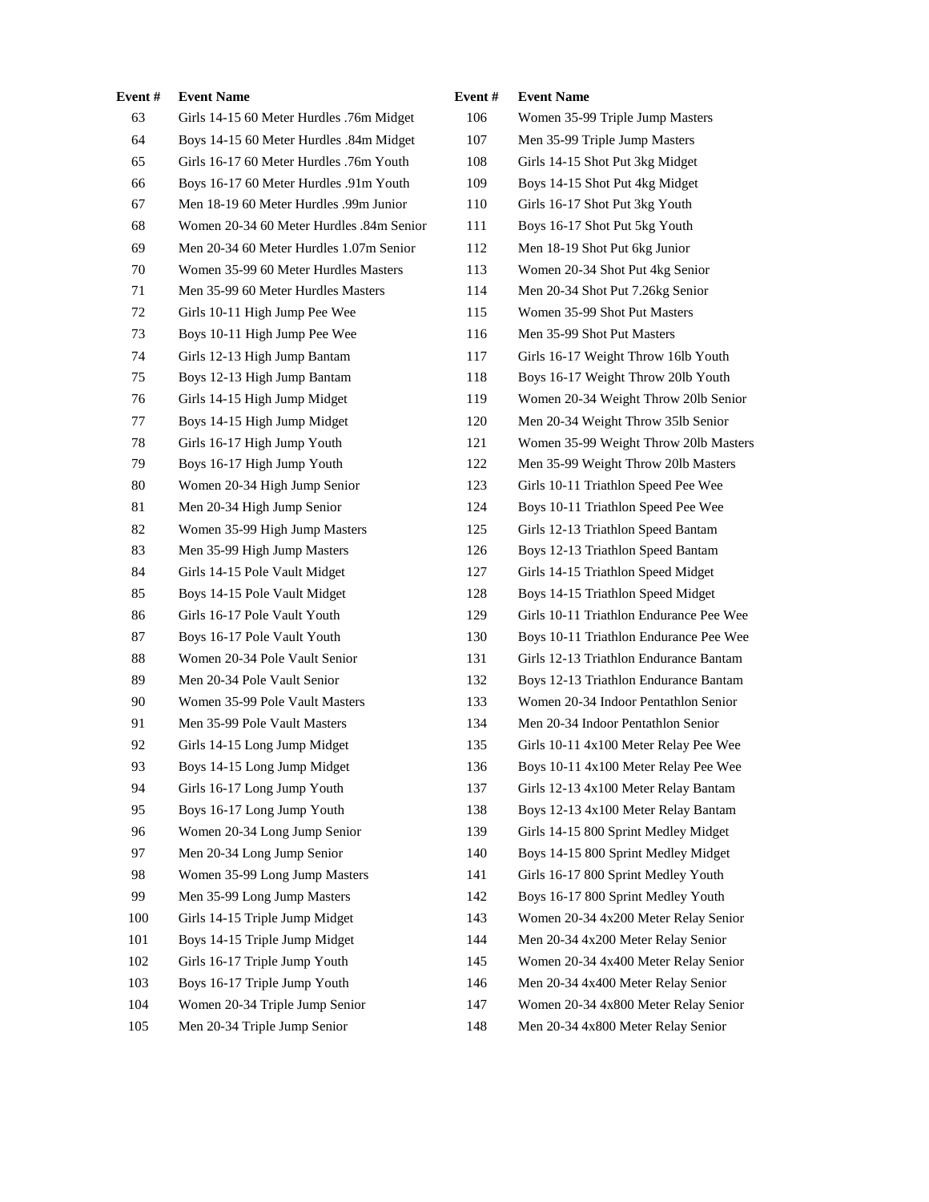| Event # | Event Name |
|---|---|
| 63 | Girls 14-15 60 Meter Hurdles .76m Midget |
| 64 | Boys 14-15 60 Meter Hurdles .84m Midget |
| 65 | Girls 16-17 60 Meter Hurdles .76m Youth |
| 66 | Boys 16-17 60 Meter Hurdles .91m Youth |
| 67 | Men 18-19 60 Meter Hurdles .99m Junior |
| 68 | Women 20-34 60 Meter Hurdles .84m Senior |
| 69 | Men 20-34 60 Meter Hurdles 1.07m Senior |
| 70 | Women 35-99 60 Meter Hurdles Masters |
| 71 | Men 35-99 60 Meter Hurdles Masters |
| 72 | Girls 10-11 High Jump Pee Wee |
| 73 | Boys 10-11 High Jump Pee Wee |
| 74 | Girls 12-13 High Jump Bantam |
| 75 | Boys 12-13 High Jump Bantam |
| 76 | Girls 14-15 High Jump Midget |
| 77 | Boys 14-15 High Jump Midget |
| 78 | Girls 16-17 High Jump Youth |
| 79 | Boys 16-17 High Jump Youth |
| 80 | Women 20-34 High Jump Senior |
| 81 | Men 20-34 High Jump Senior |
| 82 | Women 35-99 High Jump Masters |
| 83 | Men 35-99 High Jump Masters |
| 84 | Girls 14-15 Pole Vault Midget |
| 85 | Boys 14-15 Pole Vault Midget |
| 86 | Girls 16-17 Pole Vault Youth |
| 87 | Boys 16-17 Pole Vault Youth |
| 88 | Women 20-34 Pole Vault Senior |
| 89 | Men 20-34 Pole Vault Senior |
| 90 | Women 35-99 Pole Vault Masters |
| 91 | Men 35-99 Pole Vault Masters |
| 92 | Girls 14-15 Long Jump Midget |
| 93 | Boys 14-15 Long Jump Midget |
| 94 | Girls 16-17 Long Jump Youth |
| 95 | Boys 16-17 Long Jump Youth |
| 96 | Women 20-34 Long Jump Senior |
| 97 | Men 20-34 Long Jump Senior |
| 98 | Women 35-99 Long Jump Masters |
| 99 | Men 35-99 Long Jump Masters |
| 100 | Girls 14-15 Triple Jump Midget |
| 101 | Boys 14-15 Triple Jump Midget |
| 102 | Girls 16-17 Triple Jump Youth |
| 103 | Boys 16-17 Triple Jump Youth |
| 104 | Women 20-34 Triple Jump Senior |
| 105 | Men 20-34 Triple Jump Senior |
| 106 | Women 35-99 Triple Jump Masters |
| 107 | Men 35-99 Triple Jump Masters |
| 108 | Girls 14-15 Shot Put 3kg Midget |
| 109 | Boys 14-15 Shot Put 4kg Midget |
| 110 | Girls 16-17 Shot Put 3kg Youth |
| 111 | Boys 16-17 Shot Put 5kg Youth |
| 112 | Men 18-19 Shot Put 6kg Junior |
| 113 | Women 20-34 Shot Put 4kg Senior |
| 114 | Men 20-34 Shot Put 7.26kg Senior |
| 115 | Women 35-99 Shot Put Masters |
| 116 | Men 35-99 Shot Put Masters |
| 117 | Girls 16-17 Weight Throw 16lb Youth |
| 118 | Boys 16-17 Weight Throw 20lb Youth |
| 119 | Women 20-34 Weight Throw 20lb Senior |
| 120 | Men 20-34 Weight Throw 35lb Senior |
| 121 | Women 35-99 Weight Throw 20lb Masters |
| 122 | Men 35-99 Weight Throw 20lb Masters |
| 123 | Girls 10-11 Triathlon Speed Pee Wee |
| 124 | Boys 10-11 Triathlon Speed Pee Wee |
| 125 | Girls 12-13 Triathlon Speed Bantam |
| 126 | Boys 12-13 Triathlon Speed Bantam |
| 127 | Girls 14-15 Triathlon Speed Midget |
| 128 | Boys 14-15 Triathlon Speed Midget |
| 129 | Girls 10-11 Triathlon Endurance Pee Wee |
| 130 | Boys 10-11 Triathlon Endurance Pee Wee |
| 131 | Girls 12-13 Triathlon Endurance Bantam |
| 132 | Boys 12-13 Triathlon Endurance Bantam |
| 133 | Women 20-34 Indoor Pentathlon Senior |
| 134 | Men 20-34 Indoor Pentathlon Senior |
| 135 | Girls 10-11 4x100 Meter Relay Pee Wee |
| 136 | Boys 10-11 4x100 Meter Relay Pee Wee |
| 137 | Girls 12-13 4x100 Meter Relay Bantam |
| 138 | Boys 12-13 4x100 Meter Relay Bantam |
| 139 | Girls 14-15 800 Sprint Medley Midget |
| 140 | Boys 14-15 800 Sprint Medley Midget |
| 141 | Girls 16-17 800 Sprint Medley Youth |
| 142 | Boys 16-17 800 Sprint Medley Youth |
| 143 | Women 20-34 4x200 Meter Relay Senior |
| 144 | Men 20-34 4x200 Meter Relay Senior |
| 145 | Women 20-34 4x400 Meter Relay Senior |
| 146 | Men 20-34 4x400 Meter Relay Senior |
| 147 | Women 20-34 4x800 Meter Relay Senior |
| 148 | Men 20-34 4x800 Meter Relay Senior |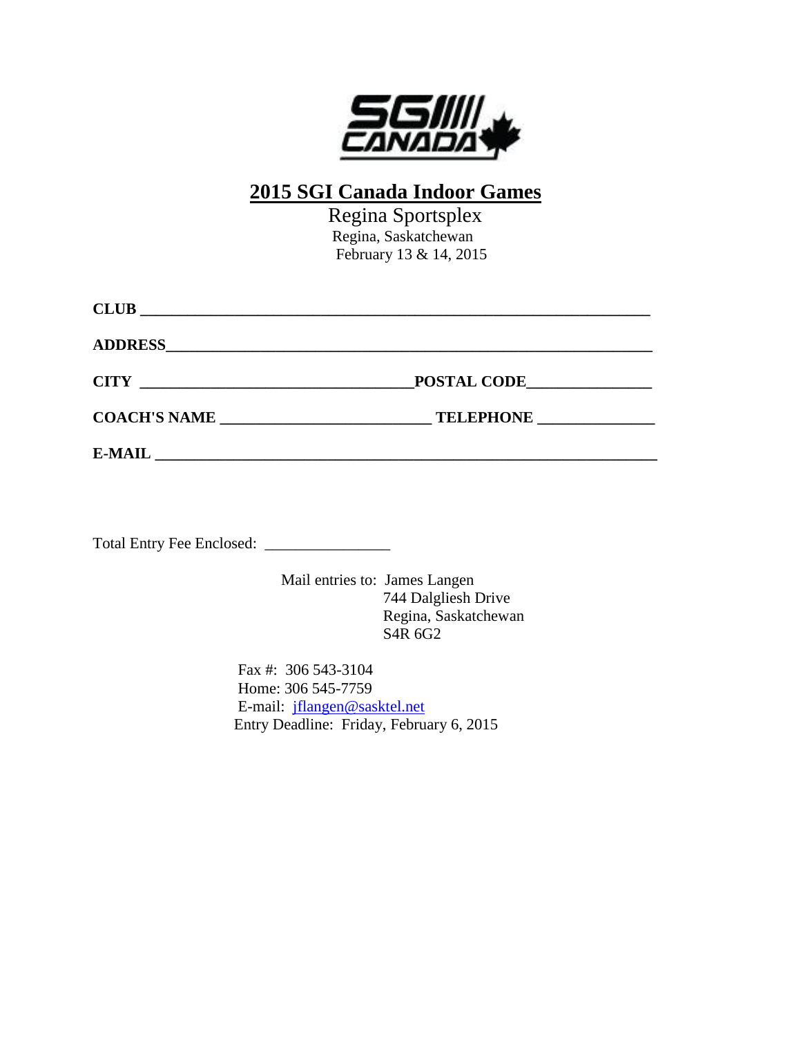# 2015 SGI Canada Indoor Games

Regina Sportsplex
Regina, Saskatchewan
February 13 & 14, 2015

**CLUB** ___________________________________________________________

**ADDRESS**_________________________________________________________

**CITY** ________________________________**POSTAL CODE**________________

**COACH'S NAME** ___________________________ **TELEPHONE** _______________

**E-MAIL** ___________________________________________________________

Total Entry Fee Enclosed: ________________

Mail entries to: James Langen
744 Dalgliesh Drive
Regina, Saskatchewan
S4R 6G2

Fax #: 306 543-3104
Home: 306 545-7759
E-mail: jflangen@sasktel.net
Entry Deadline: Friday, February 6, 2015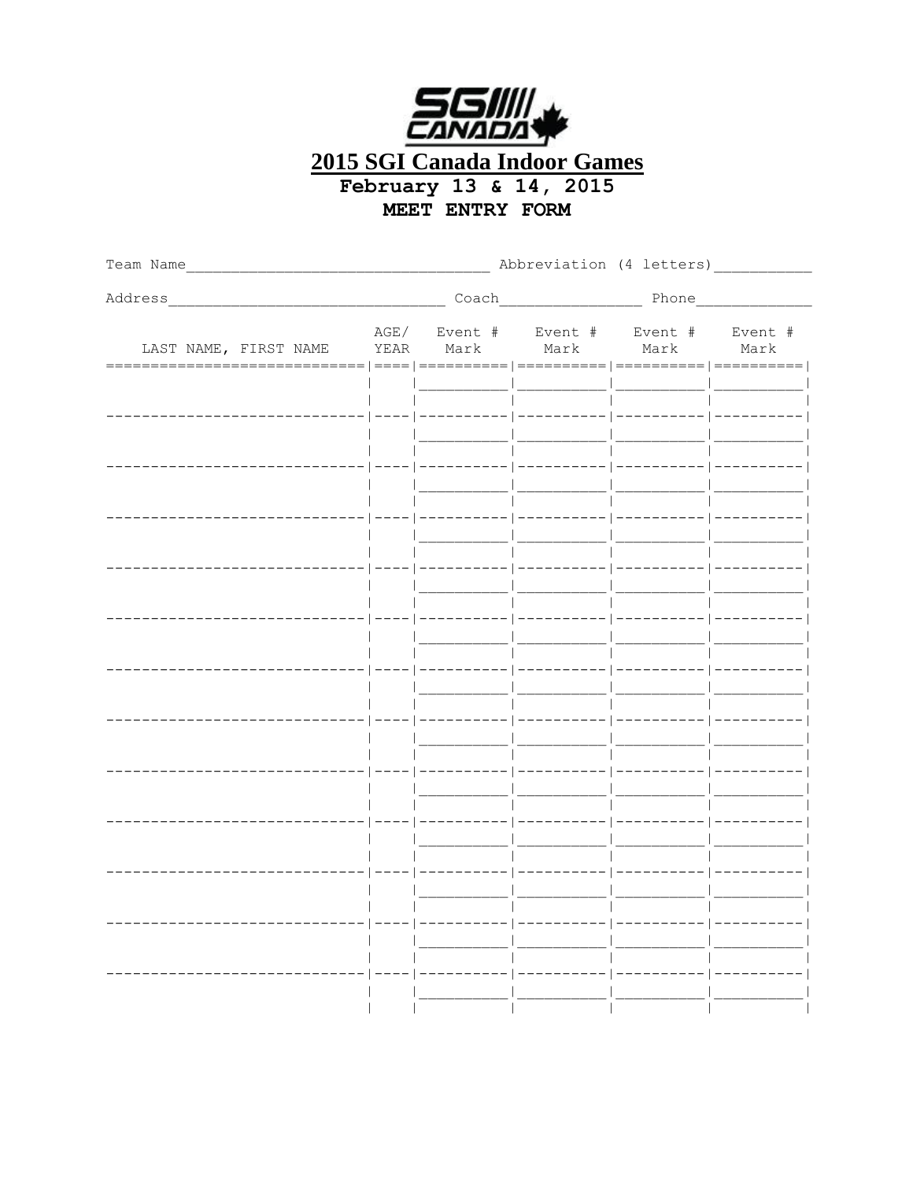# 2015 SGI Canada Indoor Games

**February 13 & 14, 2015**

**MEET ENTRY FORM**

Team Name__________________________________ Abbreviation (4 letters)__________

Address______________________________ Coach_______________ Phone____________

| LAST NAME, FIRST NAME | AGE/ YEAR | Event # Mark | Event # Mark | Event # Mark | Event # Mark |
|---|---|---|---|---|---|
| | | | | | |
| | | | | | |
| | | | | | |
| | | | | | |
| | | | | | |
| | | | | | |
| | | | | | |
| | | | | | |
| | | | | | |
| | | | | | |
| | | | | | |
| | | | | | |
| | | | | | |